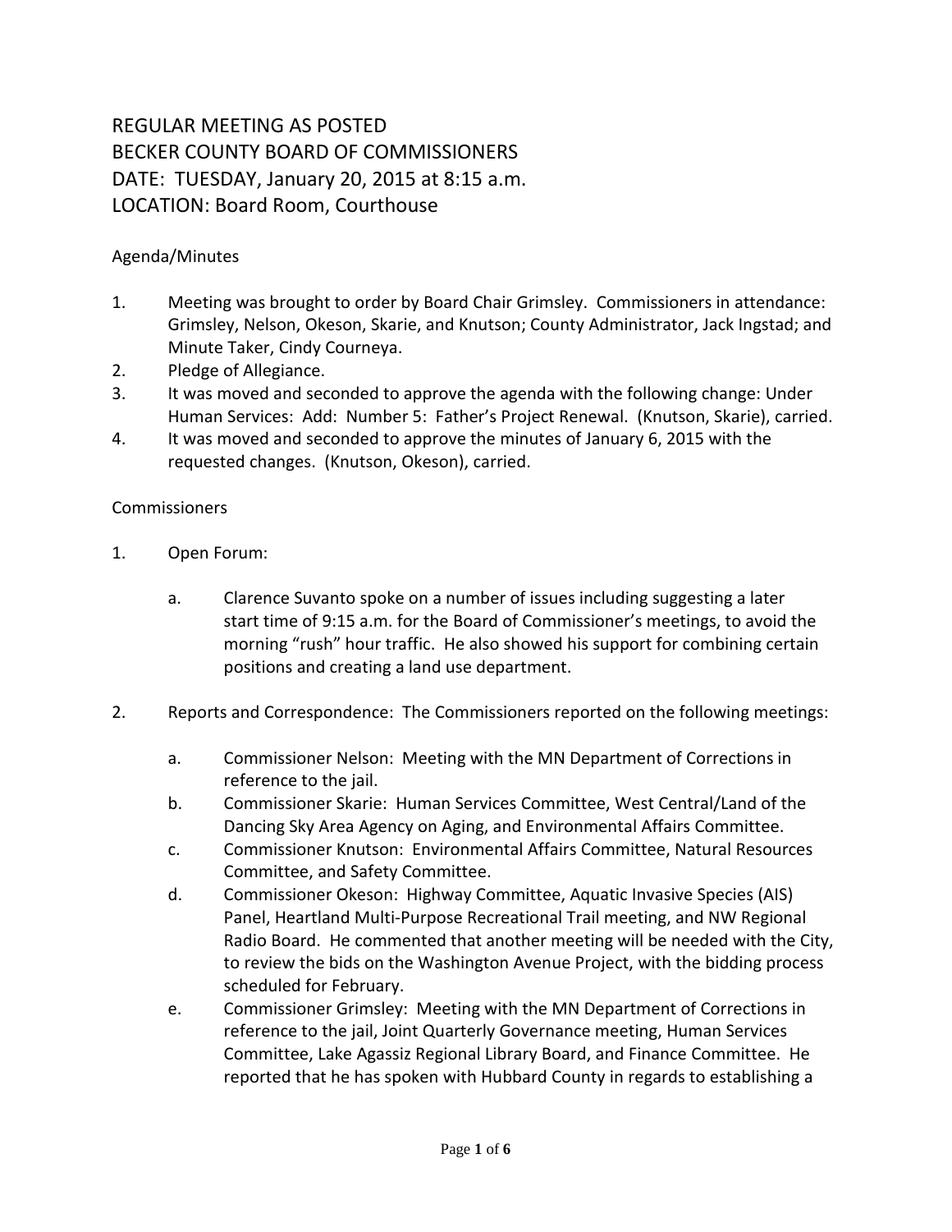# REGULAR MEETING AS POSTED
# BECKER COUNTY BOARD OF COMMISSIONERS
# DATE: TUESDAY, January 20, 2015 at 8:15 a.m.
# LOCATION: Board Room, Courthouse

Agenda/Minutes

1. Meeting was brought to order by Board Chair Grimsley. Commissioners in attendance: Grimsley, Nelson, Okeson, Skarie, and Knutson; County Administrator, Jack Ingstad; and Minute Taker, Cindy Courneya.
2. Pledge of Allegiance.
3. It was moved and seconded to approve the agenda with the following change: Under Human Services: Add: Number 5: Father's Project Renewal. (Knutson, Skarie), carried.
4. It was moved and seconded to approve the minutes of January 6, 2015 with the requested changes. (Knutson, Okeson), carried.

Commissioners

1. Open Forum:

   a. Clarence Suvanto spoke on a number of issues including suggesting a later start time of 9:15 a.m. for the Board of Commissioner's meetings, to avoid the morning "rush" hour traffic. He also showed his support for combining certain positions and creating a land use department.

2. Reports and Correspondence: The Commissioners reported on the following meetings:

   a. Commissioner Nelson: Meeting with the MN Department of Corrections in reference to the jail.
   b. Commissioner Skarie: Human Services Committee, West Central/Land of the Dancing Sky Area Agency on Aging, and Environmental Affairs Committee.
   c. Commissioner Knutson: Environmental Affairs Committee, Natural Resources Committee, and Safety Committee.
   d. Commissioner Okeson: Highway Committee, Aquatic Invasive Species (AIS) Panel, Heartland Multi-Purpose Recreational Trail meeting, and NW Regional Radio Board. He commented that another meeting will be needed with the City, to review the bids on the Washington Avenue Project, with the bidding process scheduled for February.
   e. Commissioner Grimsley: Meeting with the MN Department of Corrections in reference to the jail, Joint Quarterly Governance meeting, Human Services Committee, Lake Agassiz Regional Library Board, and Finance Committee. He reported that he has spoken with Hubbard County in regards to establishing a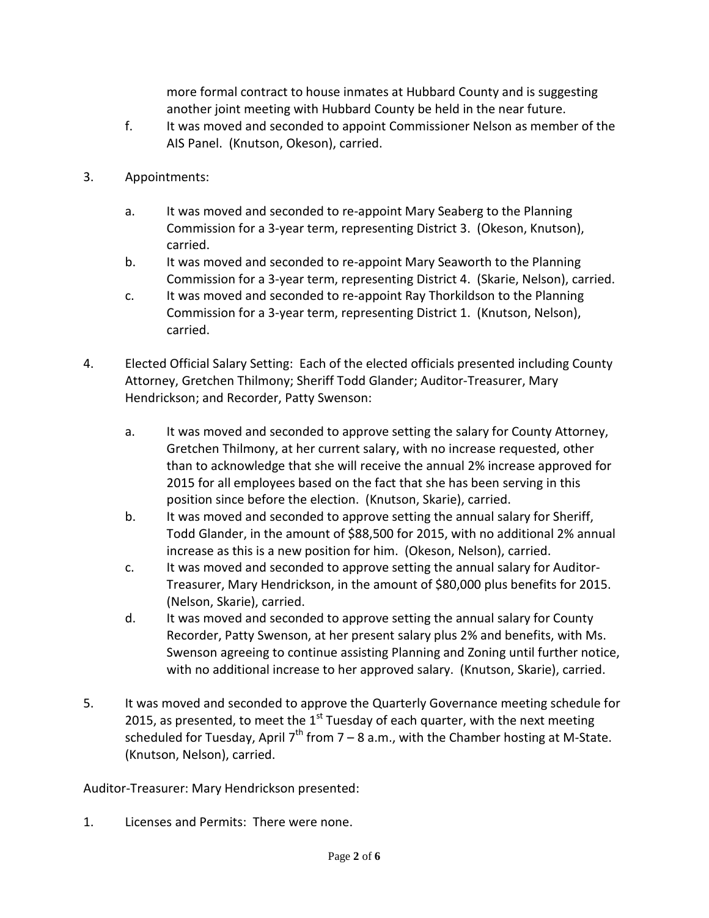more formal contract to house inmates at Hubbard County and is suggesting another joint meeting with Hubbard County be held in the near future.

f. It was moved and seconded to appoint Commissioner Nelson as member of the AIS Panel. (Knutson, Okeson), carried.

3. Appointments:

   a. It was moved and seconded to re-appoint Mary Seaberg to the Planning Commission for a 3-year term, representing District 3. (Okeson, Knutson), carried.
   b. It was moved and seconded to re-appoint Mary Seaworth to the Planning Commission for a 3-year term, representing District 4. (Skarie, Nelson), carried.
   c. It was moved and seconded to re-appoint Ray Thorkildson to the Planning Commission for a 3-year term, representing District 1. (Knutson, Nelson), carried.

4. Elected Official Salary Setting: Each of the elected officials presented including County Attorney, Gretchen Thilmony; Sheriff Todd Glander; Auditor-Treasurer, Mary Hendrickson; and Recorder, Patty Swenson:

   a. It was moved and seconded to approve setting the salary for County Attorney, Gretchen Thilmony, at her current salary, with no increase requested, other than to acknowledge that she will receive the annual 2% increase approved for 2015 for all employees based on the fact that she has been serving in this position since before the election. (Knutson, Skarie), carried.
   b. It was moved and seconded to approve setting the annual salary for Sheriff, Todd Glander, in the amount of $88,500 for 2015, with no additional 2% annual increase as this is a new position for him. (Okeson, Nelson), carried.
   c. It was moved and seconded to approve setting the annual salary for Auditor-Treasurer, Mary Hendrickson, in the amount of $80,000 plus benefits for 2015. (Nelson, Skarie), carried.
   d. It was moved and seconded to approve setting the annual salary for County Recorder, Patty Swenson, at her present salary plus 2% and benefits, with Ms. Swenson agreeing to continue assisting Planning and Zoning until further notice, with no additional increase to her approved salary. (Knutson, Skarie), carried.

5. It was moved and seconded to approve the Quarterly Governance meeting schedule for 2015, as presented, to meet the 1st Tuesday of each quarter, with the next meeting scheduled for Tuesday, April 7th from 7 – 8 a.m., with the Chamber hosting at M-State. (Knutson, Nelson), carried.

Auditor-Treasurer: Mary Hendrickson presented:

1. Licenses and Permits: There were none.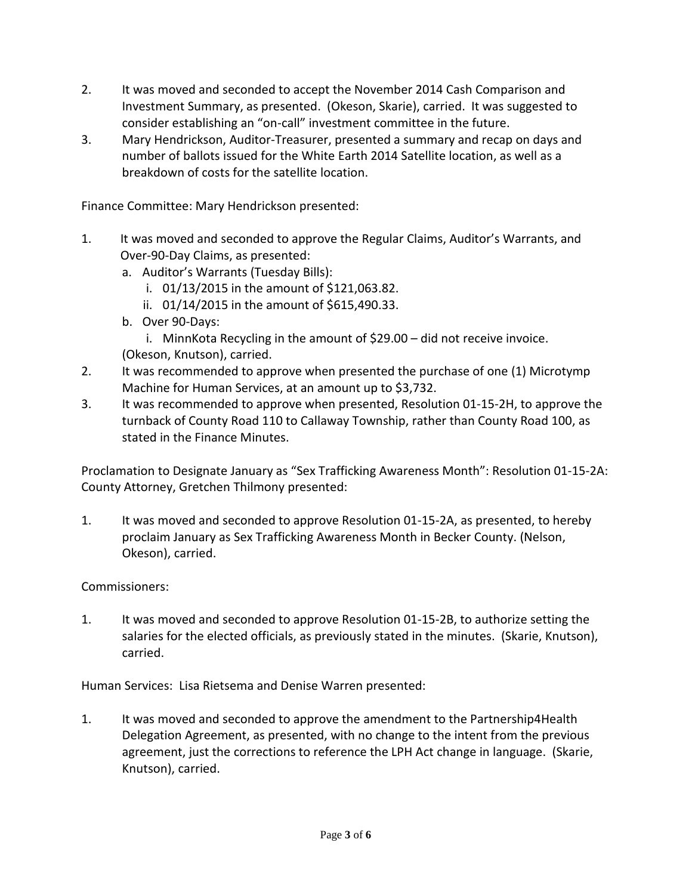2. It was moved and seconded to accept the November 2014 Cash Comparison and Investment Summary, as presented. (Okeson, Skarie), carried. It was suggested to consider establishing an "on-call" investment committee in the future.
3. Mary Hendrickson, Auditor-Treasurer, presented a summary and recap on days and number of ballots issued for the White Earth 2014 Satellite location, as well as a breakdown of costs for the satellite location.

Finance Committee: Mary Hendrickson presented:

1. It was moved and seconded to approve the Regular Claims, Auditor's Warrants, and Over-90-Day Claims, as presented:
   a. Auditor's Warrants (Tuesday Bills):
      i. 01/13/2015 in the amount of $121,063.82.
      ii. 01/14/2015 in the amount of $615,490.33.
   b. Over 90-Days:
      i. MinnKota Recycling in the amount of $29.00 – did not receive invoice.

   (Okeson, Knutson), carried.
2. It was recommended to approve when presented the purchase of one (1) Microtymp Machine for Human Services, at an amount up to $3,732.
3. It was recommended to approve when presented, Resolution 01-15-2H, to approve the turnback of County Road 110 to Callaway Township, rather than County Road 100, as stated in the Finance Minutes.

Proclamation to Designate January as "Sex Trafficking Awareness Month": Resolution 01-15-2A: County Attorney, Gretchen Thilmony presented:

1. It was moved and seconded to approve Resolution 01-15-2A, as presented, to hereby proclaim January as Sex Trafficking Awareness Month in Becker County. (Nelson, Okeson), carried.

Commissioners:

1. It was moved and seconded to approve Resolution 01-15-2B, to authorize setting the salaries for the elected officials, as previously stated in the minutes. (Skarie, Knutson), carried.

Human Services: Lisa Rietsema and Denise Warren presented:

1. It was moved and seconded to approve the amendment to the Partnership4Health Delegation Agreement, as presented, with no change to the intent from the previous agreement, just the corrections to reference the LPH Act change in language. (Skarie, Knutson), carried.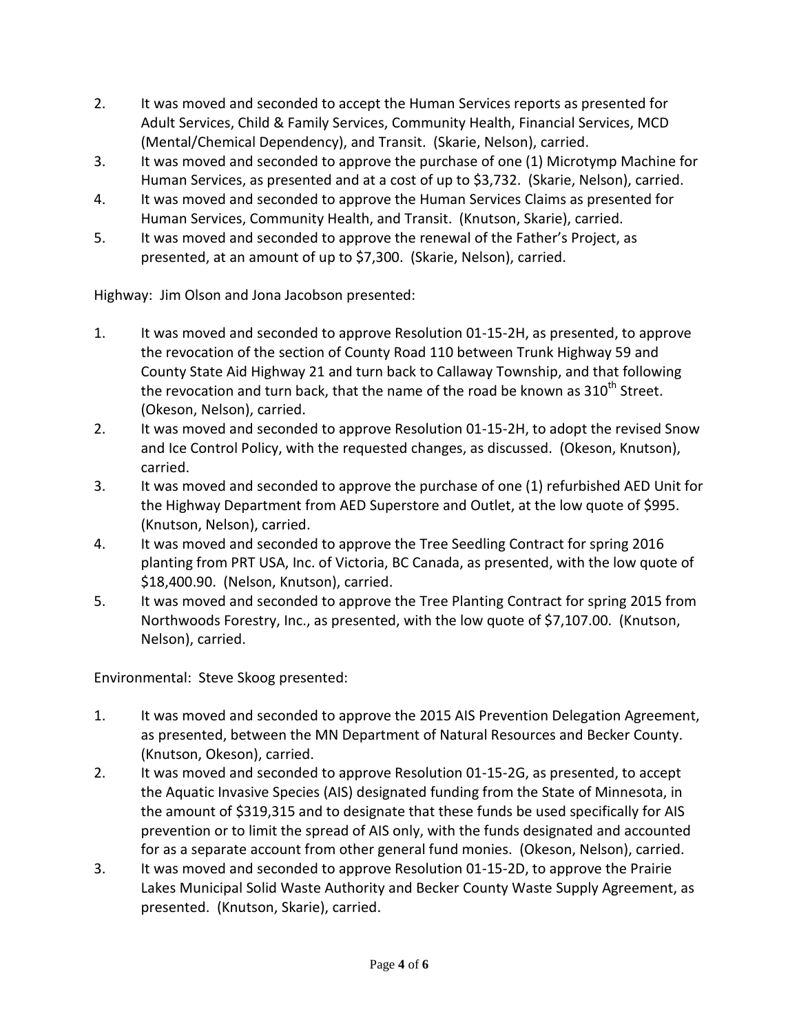2. It was moved and seconded to accept the Human Services reports as presented for Adult Services, Child & Family Services, Community Health, Financial Services, MCD (Mental/Chemical Dependency), and Transit. (Skarie, Nelson), carried.
3. It was moved and seconded to approve the purchase of one (1) Microtymp Machine for Human Services, as presented and at a cost of up to $3,732. (Skarie, Nelson), carried.
4. It was moved and seconded to approve the Human Services Claims as presented for Human Services, Community Health, and Transit. (Knutson, Skarie), carried.
5. It was moved and seconded to approve the renewal of the Father's Project, as presented, at an amount of up to $7,300. (Skarie, Nelson), carried.

Highway: Jim Olson and Jona Jacobson presented:

1. It was moved and seconded to approve Resolution 01-15-2H, as presented, to approve the revocation of the section of County Road 110 between Trunk Highway 59 and County State Aid Highway 21 and turn back to Callaway Township, and that following the revocation and turn back, that the name of the road be known as 310th Street. (Okeson, Nelson), carried.
2. It was moved and seconded to approve Resolution 01-15-2H, to adopt the revised Snow and Ice Control Policy, with the requested changes, as discussed. (Okeson, Knutson), carried.
3. It was moved and seconded to approve the purchase of one (1) refurbished AED Unit for the Highway Department from AED Superstore and Outlet, at the low quote of $995. (Knutson, Nelson), carried.
4. It was moved and seconded to approve the Tree Seedling Contract for spring 2016 planting from PRT USA, Inc. of Victoria, BC Canada, as presented, with the low quote of $18,400.90. (Nelson, Knutson), carried.
5. It was moved and seconded to approve the Tree Planting Contract for spring 2015 from Northwoods Forestry, Inc., as presented, with the low quote of $7,107.00. (Knutson, Nelson), carried.

Environmental: Steve Skoog presented:

1. It was moved and seconded to approve the 2015 AIS Prevention Delegation Agreement, as presented, between the MN Department of Natural Resources and Becker County. (Knutson, Okeson), carried.
2. It was moved and seconded to approve Resolution 01-15-2G, as presented, to accept the Aquatic Invasive Species (AIS) designated funding from the State of Minnesota, in the amount of $319,315 and to designate that these funds be used specifically for AIS prevention or to limit the spread of AIS only, with the funds designated and accounted for as a separate account from other general fund monies. (Okeson, Nelson), carried.
3. It was moved and seconded to approve Resolution 01-15-2D, to approve the Prairie Lakes Municipal Solid Waste Authority and Becker County Waste Supply Agreement, as presented. (Knutson, Skarie), carried.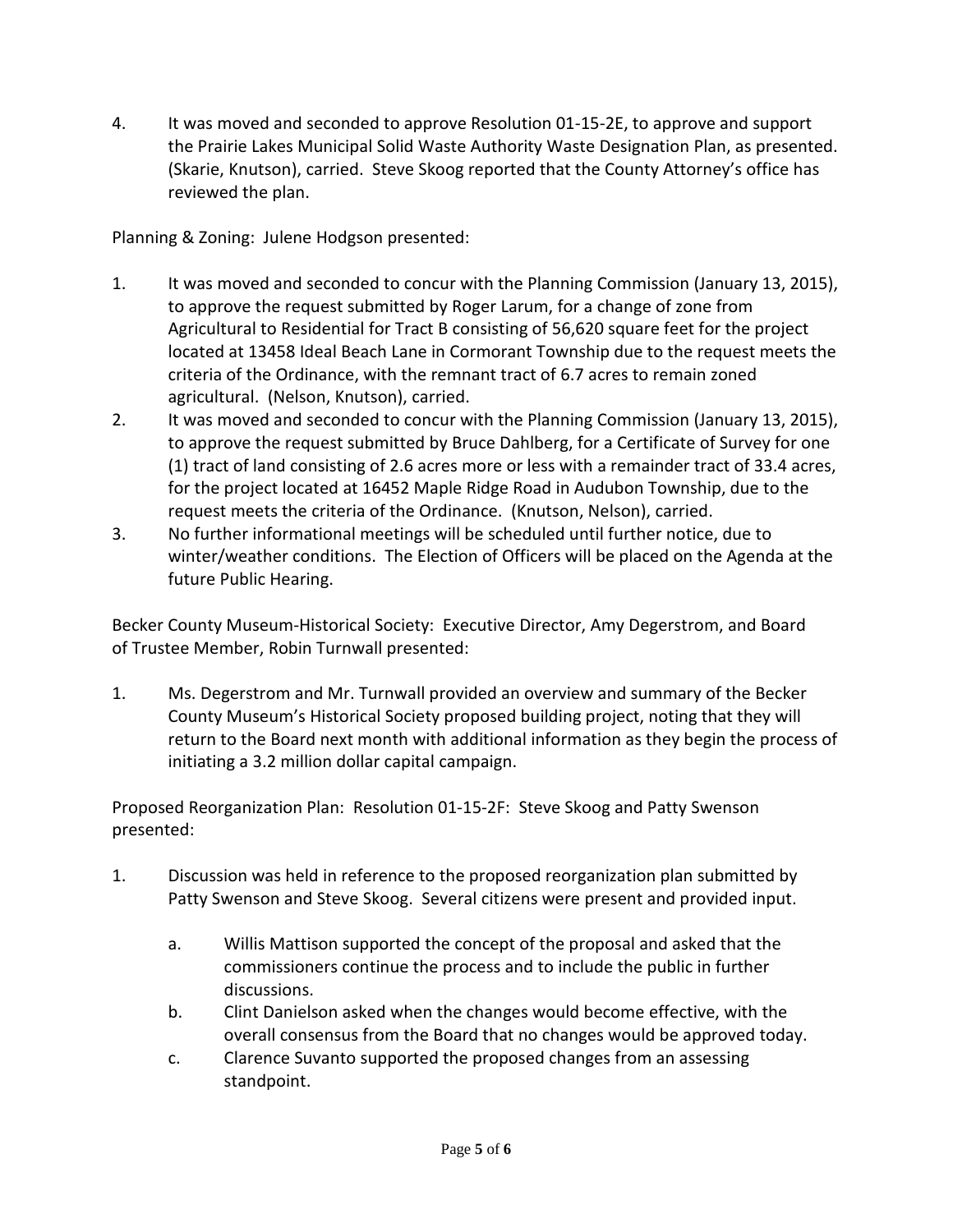4. It was moved and seconded to approve Resolution 01-15-2E, to approve and support the Prairie Lakes Municipal Solid Waste Authority Waste Designation Plan, as presented. (Skarie, Knutson), carried. Steve Skoog reported that the County Attorney's office has reviewed the plan.

Planning & Zoning: Julene Hodgson presented:

1. It was moved and seconded to concur with the Planning Commission (January 13, 2015), to approve the request submitted by Roger Larum, for a change of zone from Agricultural to Residential for Tract B consisting of 56,620 square feet for the project located at 13458 Ideal Beach Lane in Cormorant Township due to the request meets the criteria of the Ordinance, with the remnant tract of 6.7 acres to remain zoned agricultural. (Nelson, Knutson), carried.
2. It was moved and seconded to concur with the Planning Commission (January 13, 2015), to approve the request submitted by Bruce Dahlberg, for a Certificate of Survey for one (1) tract of land consisting of 2.6 acres more or less with a remainder tract of 33.4 acres, for the project located at 16452 Maple Ridge Road in Audubon Township, due to the request meets the criteria of the Ordinance. (Knutson, Nelson), carried.
3. No further informational meetings will be scheduled until further notice, due to winter/weather conditions. The Election of Officers will be placed on the Agenda at the future Public Hearing.

Becker County Museum-Historical Society: Executive Director, Amy Degerstrom, and Board of Trustee Member, Robin Turnwall presented:

1. Ms. Degerstrom and Mr. Turnwall provided an overview and summary of the Becker County Museum's Historical Society proposed building project, noting that they will return to the Board next month with additional information as they begin the process of initiating a 3.2 million dollar capital campaign.

Proposed Reorganization Plan: Resolution 01-15-2F: Steve Skoog and Patty Swenson presented:

1. Discussion was held in reference to the proposed reorganization plan submitted by Patty Swenson and Steve Skoog. Several citizens were present and provided input.

    a. Willis Mattison supported the concept of the proposal and asked that the commissioners continue the process and to include the public in further discussions.
    b. Clint Danielson asked when the changes would become effective, with the overall consensus from the Board that no changes would be approved today.
    c. Clarence Suvanto supported the proposed changes from an assessing standpoint.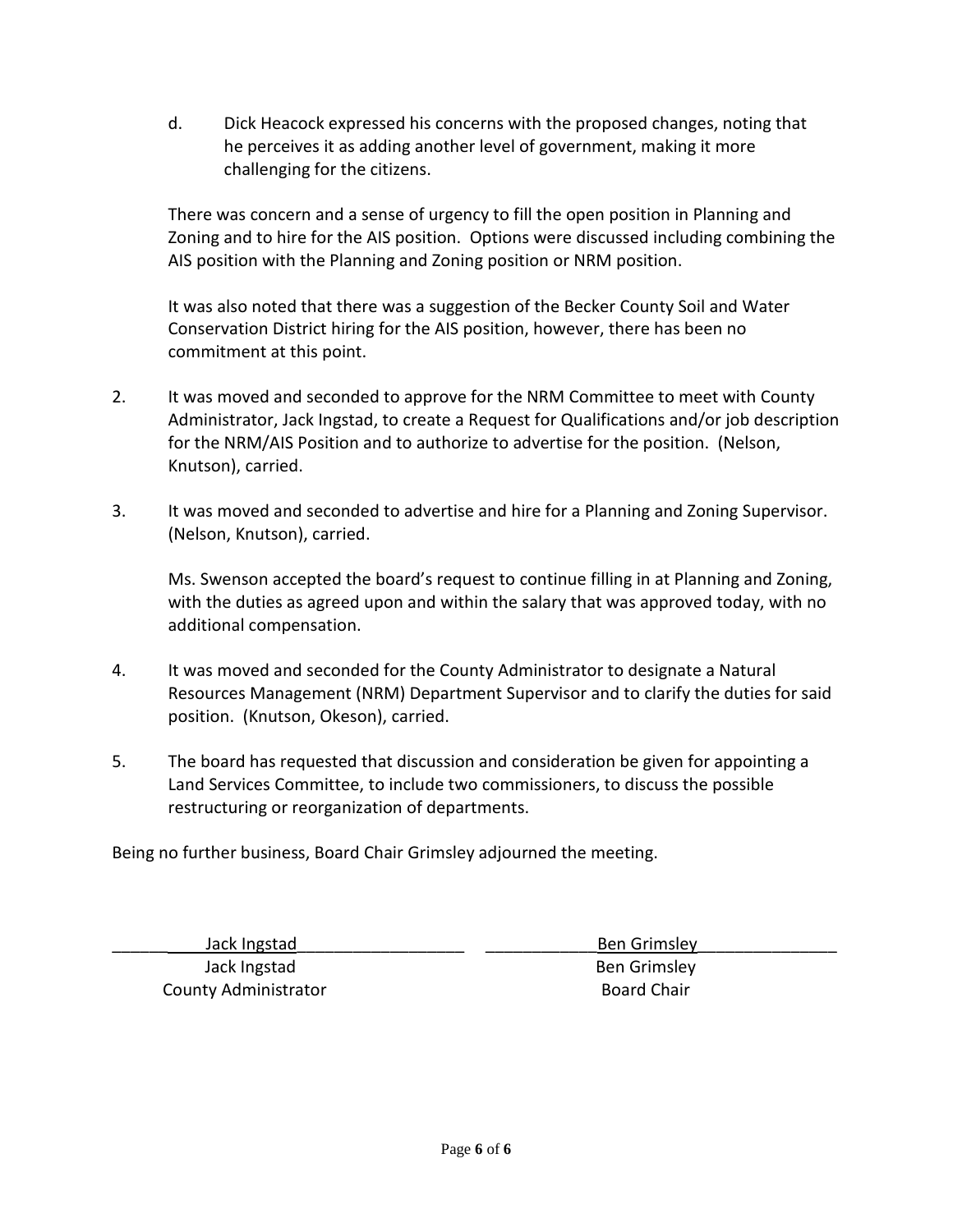d. Dick Heacock expressed his concerns with the proposed changes, noting that he perceives it as adding another level of government, making it more challenging for the citizens.

There was concern and a sense of urgency to fill the open position in Planning and Zoning and to hire for the AIS position. Options were discussed including combining the AIS position with the Planning and Zoning position or NRM position.

It was also noted that there was a suggestion of the Becker County Soil and Water Conservation District hiring for the AIS position, however, there has been no commitment at this point.

2. It was moved and seconded to approve for the NRM Committee to meet with County Administrator, Jack Ingstad, to create a Request for Qualifications and/or job description for the NRM/AIS Position and to authorize to advertise for the position. (Nelson, Knutson), carried.

3. It was moved and seconded to advertise and hire for a Planning and Zoning Supervisor. (Nelson, Knutson), carried.

   Ms. Swenson accepted the board's request to continue filling in at Planning and Zoning, with the duties as agreed upon and within the salary that was approved today, with no additional compensation.

4. It was moved and seconded for the County Administrator to designate a Natural Resources Management (NRM) Department Supervisor and to clarify the duties for said position. (Knutson, Okeson), carried.

5. The board has requested that discussion and consideration be given for appointing a Land Services Committee, to include two commissioners, to discuss the possible restructuring or reorganization of departments.

Being no further business, Board Chair Grimsley adjourned the meeting.

| | |
|---|---|
| Jack Ingstad | Ben Grimsley |
| Jack Ingstad | Ben Grimsley |
| County Administrator | Board Chair |